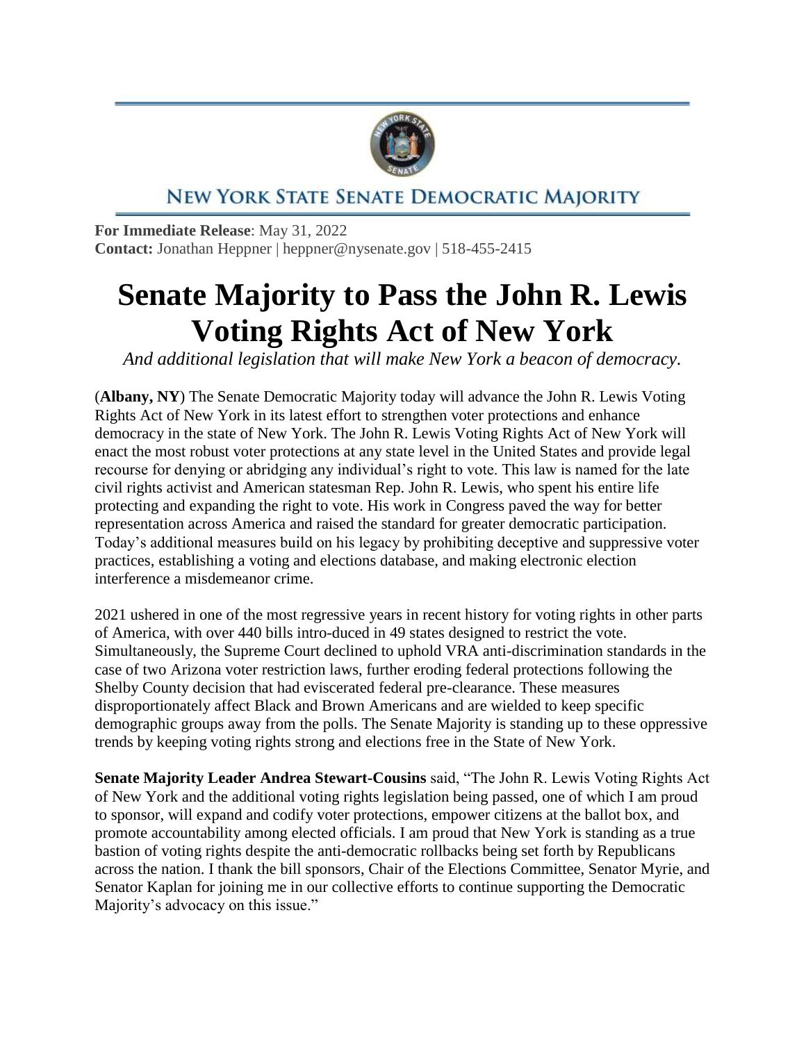NEW YORK STATE SENATE DEMOCRATIC MAJORITY

**For Immediate Release**: May 31, 2022
**Contact:** Jonathan Heppner | heppner@nysenate.gov | 518-455-2415

# Senate Majority to Pass the John R. Lewis Voting Rights Act of New York

*And additional legislation that will make New York a beacon of democracy.*

(**Albany, NY**) The Senate Democratic Majority today will advance the John R. Lewis Voting Rights Act of New York in its latest effort to strengthen voter protections and enhance democracy in the state of New York. The John R. Lewis Voting Rights Act of New York will enact the most robust voter protections at any state level in the United States and provide legal recourse for denying or abridging any individual's right to vote. This law is named for the late civil rights activist and American statesman Rep. John R. Lewis, who spent his entire life protecting and expanding the right to vote. His work in Congress paved the way for better representation across America and raised the standard for greater democratic participation. Today's additional measures build on his legacy by prohibiting deceptive and suppressive voter practices, establishing a voting and elections database, and making electronic election interference a misdemeanor crime.

2021 ushered in one of the most regressive years in recent history for voting rights in other parts of America, with over 440 bills intro-duced in 49 states designed to restrict the vote. Simultaneously, the Supreme Court declined to uphold VRA anti-discrimination standards in the case of two Arizona voter restriction laws, further eroding federal protections following the Shelby County decision that had eviscerated federal pre-clearance. These measures disproportionately affect Black and Brown Americans and are wielded to keep specific demographic groups away from the polls. The Senate Majority is standing up to these oppressive trends by keeping voting rights strong and elections free in the State of New York.

**Senate Majority Leader Andrea Stewart-Cousins** said, "The John R. Lewis Voting Rights Act of New York and the additional voting rights legislation being passed, one of which I am proud to sponsor, will expand and codify voter protections, empower citizens at the ballot box, and promote accountability among elected officials. I am proud that New York is standing as a true bastion of voting rights despite the anti-democratic rollbacks being set forth by Republicans across the nation. I thank the bill sponsors, Chair of the Elections Committee, Senator Myrie, and Senator Kaplan for joining me in our collective efforts to continue supporting the Democratic Majority's advocacy on this issue."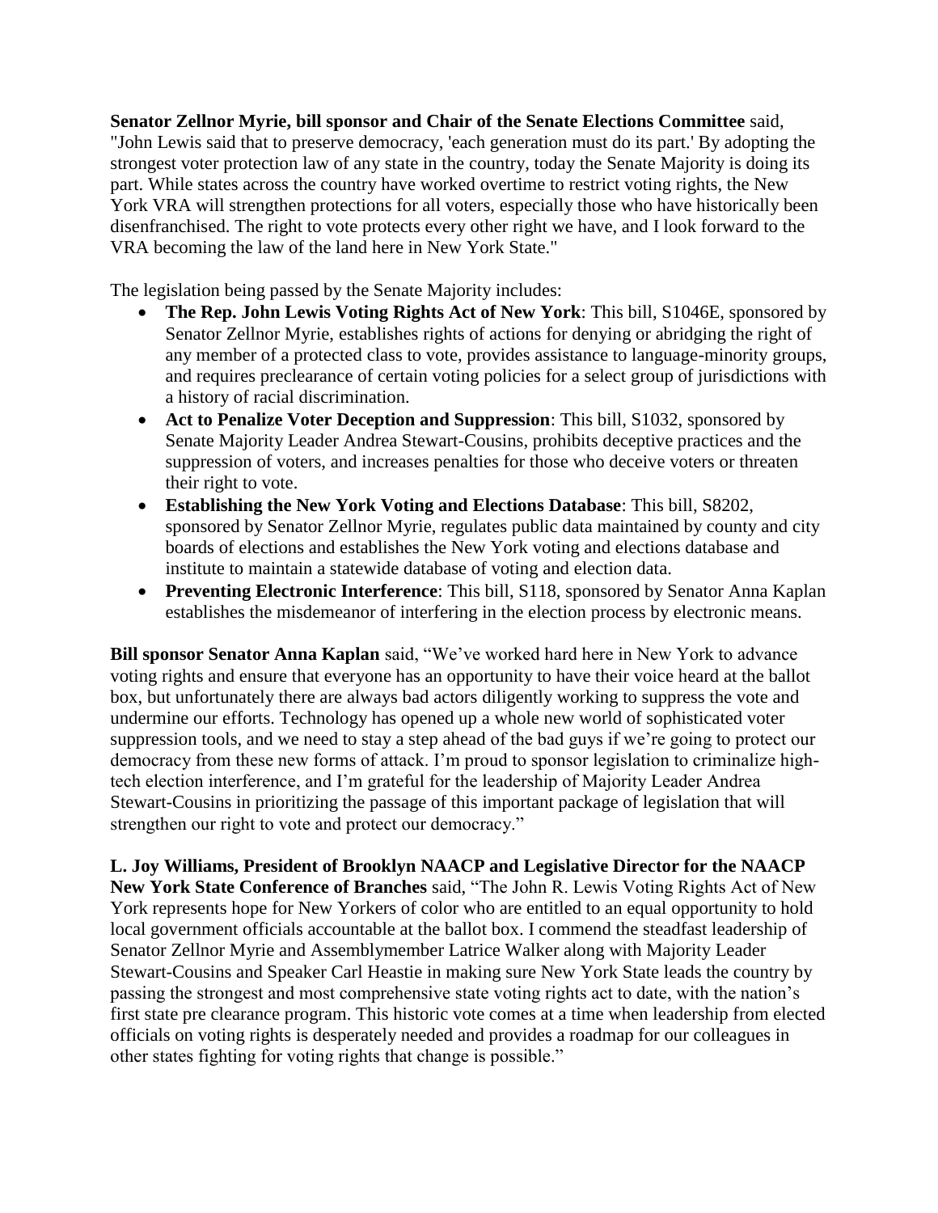**Senator Zellnor Myrie, bill sponsor and Chair of the Senate Elections Committee** said, "John Lewis said that to preserve democracy, 'each generation must do its part.' By adopting the strongest voter protection law of any state in the country, today the Senate Majority is doing its part. While states across the country have worked overtime to restrict voting rights, the New York VRA will strengthen protections for all voters, especially those who have historically been disenfranchised. The right to vote protects every other right we have, and I look forward to the VRA becoming the law of the land here in New York State."

The legislation being passed by the Senate Majority includes:

- **The Rep. John Lewis Voting Rights Act of New York**: This bill, S1046E, sponsored by Senator Zellnor Myrie, establishes rights of actions for denying or abridging the right of any member of a protected class to vote, provides assistance to language-minority groups, and requires preclearance of certain voting policies for a select group of jurisdictions with a history of racial discrimination.
- **Act to Penalize Voter Deception and Suppression**: This bill, S1032, sponsored by Senate Majority Leader Andrea Stewart-Cousins, prohibits deceptive practices and the suppression of voters, and increases penalties for those who deceive voters or threaten their right to vote.
- **Establishing the New York Voting and Elections Database**: This bill, S8202, sponsored by Senator Zellnor Myrie, regulates public data maintained by county and city boards of elections and establishes the New York voting and elections database and institute to maintain a statewide database of voting and election data.
- **Preventing Electronic Interference**: This bill, S118, sponsored by Senator Anna Kaplan establishes the misdemeanor of interfering in the election process by electronic means.

**Bill sponsor Senator Anna Kaplan** said, "We've worked hard here in New York to advance voting rights and ensure that everyone has an opportunity to have their voice heard at the ballot box, but unfortunately there are always bad actors diligently working to suppress the vote and undermine our efforts. Technology has opened up a whole new world of sophisticated voter suppression tools, and we need to stay a step ahead of the bad guys if we're going to protect our democracy from these new forms of attack. I'm proud to sponsor legislation to criminalize high-tech election interference, and I'm grateful for the leadership of Majority Leader Andrea Stewart-Cousins in prioritizing the passage of this important package of legislation that will strengthen our right to vote and protect our democracy."

**L. Joy Williams, President of Brooklyn NAACP and Legislative Director for the NAACP New York State Conference of Branches** said, "The John R. Lewis Voting Rights Act of New York represents hope for New Yorkers of color who are entitled to an equal opportunity to hold local government officials accountable at the ballot box. I commend the steadfast leadership of Senator Zellnor Myrie and Assemblymember Latrice Walker along with Majority Leader Stewart-Cousins and Speaker Carl Heastie in making sure New York State leads the country by passing the strongest and most comprehensive state voting rights act to date, with the nation's first state pre clearance program. This historic vote comes at a time when leadership from elected officials on voting rights is desperately needed and provides a roadmap for our colleagues in other states fighting for voting rights that change is possible."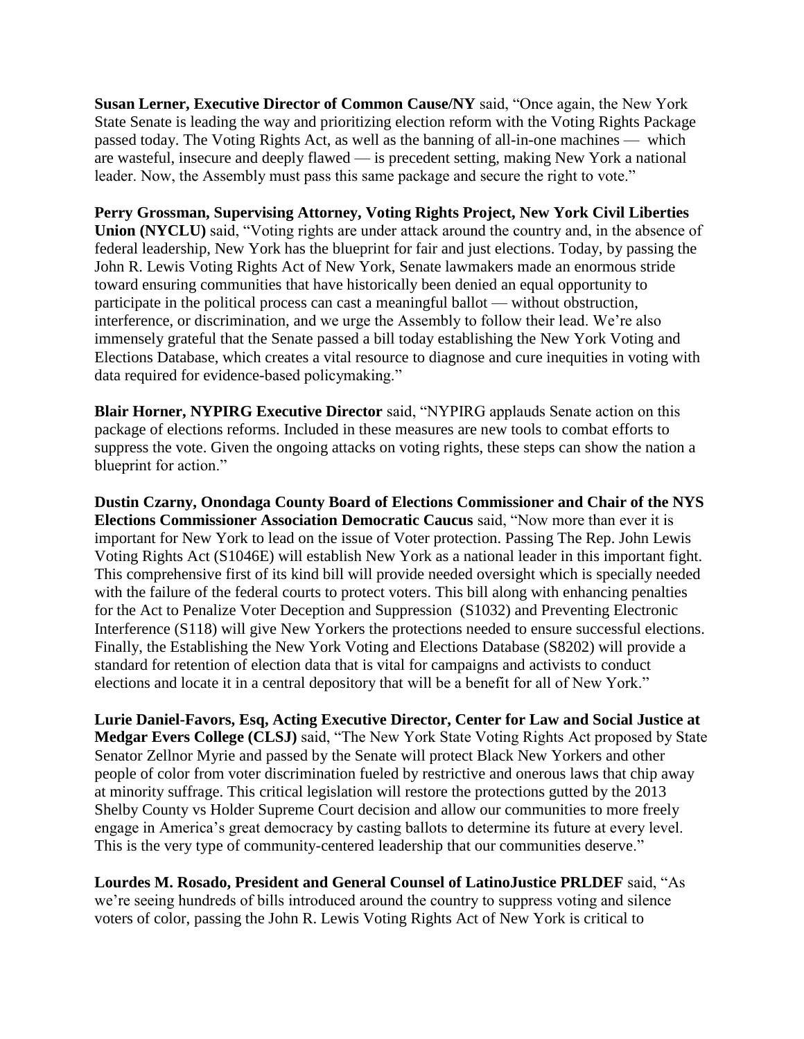**Susan Lerner, Executive Director of Common Cause/NY** said, "Once again, the New York State Senate is leading the way and prioritizing election reform with the Voting Rights Package passed today. The Voting Rights Act, as well as the banning of all-in-one machines — which are wasteful, insecure and deeply flawed — is precedent setting, making New York a national leader. Now, the Assembly must pass this same package and secure the right to vote."

**Perry Grossman, Supervising Attorney, Voting Rights Project, New York Civil Liberties Union (NYCLU)** said, "Voting rights are under attack around the country and, in the absence of federal leadership, New York has the blueprint for fair and just elections. Today, by passing the John R. Lewis Voting Rights Act of New York, Senate lawmakers made an enormous stride toward ensuring communities that have historically been denied an equal opportunity to participate in the political process can cast a meaningful ballot — without obstruction, interference, or discrimination, and we urge the Assembly to follow their lead. We're also immensely grateful that the Senate passed a bill today establishing the New York Voting and Elections Database, which creates a vital resource to diagnose and cure inequities in voting with data required for evidence-based policymaking."

**Blair Horner, NYPIRG Executive Director** said, "NYPIRG applauds Senate action on this package of elections reforms. Included in these measures are new tools to combat efforts to suppress the vote. Given the ongoing attacks on voting rights, these steps can show the nation a blueprint for action."

**Dustin Czarny, Onondaga County Board of Elections Commissioner and Chair of the NYS Elections Commissioner Association Democratic Caucus** said, "Now more than ever it is important for New York to lead on the issue of Voter protection. Passing The Rep. John Lewis Voting Rights Act (S1046E) will establish New York as a national leader in this important fight. This comprehensive first of its kind bill will provide needed oversight which is specially needed with the failure of the federal courts to protect voters. This bill along with enhancing penalties for the Act to Penalize Voter Deception and Suppression (S1032) and Preventing Electronic Interference (S118) will give New Yorkers the protections needed to ensure successful elections. Finally, the Establishing the New York Voting and Elections Database (S8202) will provide a standard for retention of election data that is vital for campaigns and activists to conduct elections and locate it in a central depository that will be a benefit for all of New York."

**Lurie Daniel-Favors, Esq, Acting Executive Director, Center for Law and Social Justice at Medgar Evers College (CLSJ)** said, "The New York State Voting Rights Act proposed by State Senator Zellnor Myrie and passed by the Senate will protect Black New Yorkers and other people of color from voter discrimination fueled by restrictive and onerous laws that chip away at minority suffrage. This critical legislation will restore the protections gutted by the 2013 Shelby County vs Holder Supreme Court decision and allow our communities to more freely engage in America's great democracy by casting ballots to determine its future at every level. This is the very type of community-centered leadership that our communities deserve."

**Lourdes M. Rosado, President and General Counsel of LatinoJustice PRLDEF** said, "As we're seeing hundreds of bills introduced around the country to suppress voting and silence voters of color, passing the John R. Lewis Voting Rights Act of New York is critical to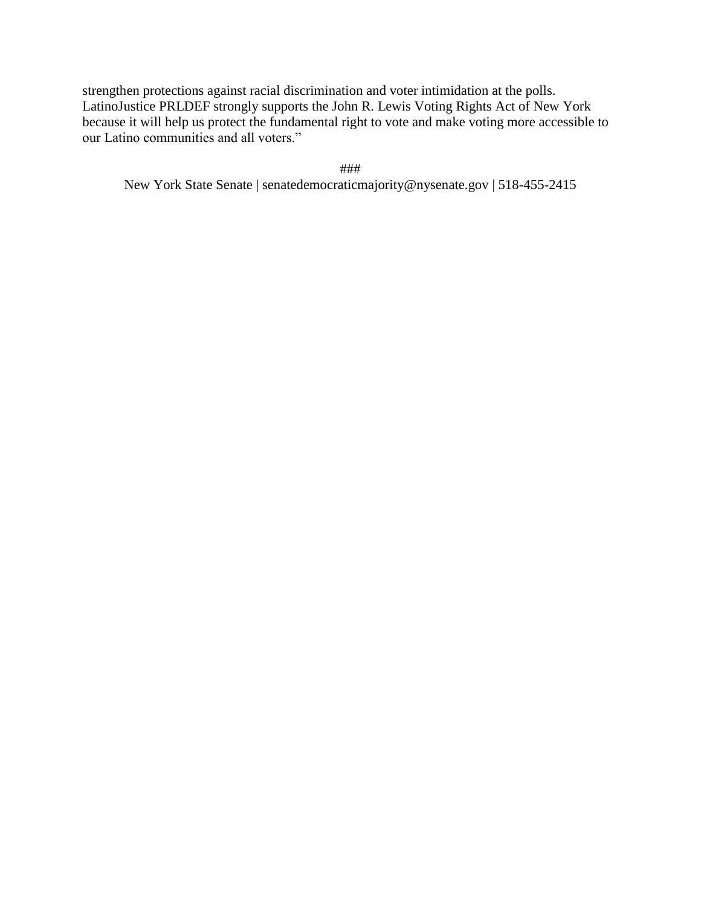strengthen protections against racial discrimination and voter intimidation at the polls. LatinoJustice PRLDEF strongly supports the John R. Lewis Voting Rights Act of New York because it will help us protect the fundamental right to vote and make voting more accessible to our Latino communities and all voters."

###

New York State Senate | senatedemocraticmajority@nysenate.gov | 518-455-2415